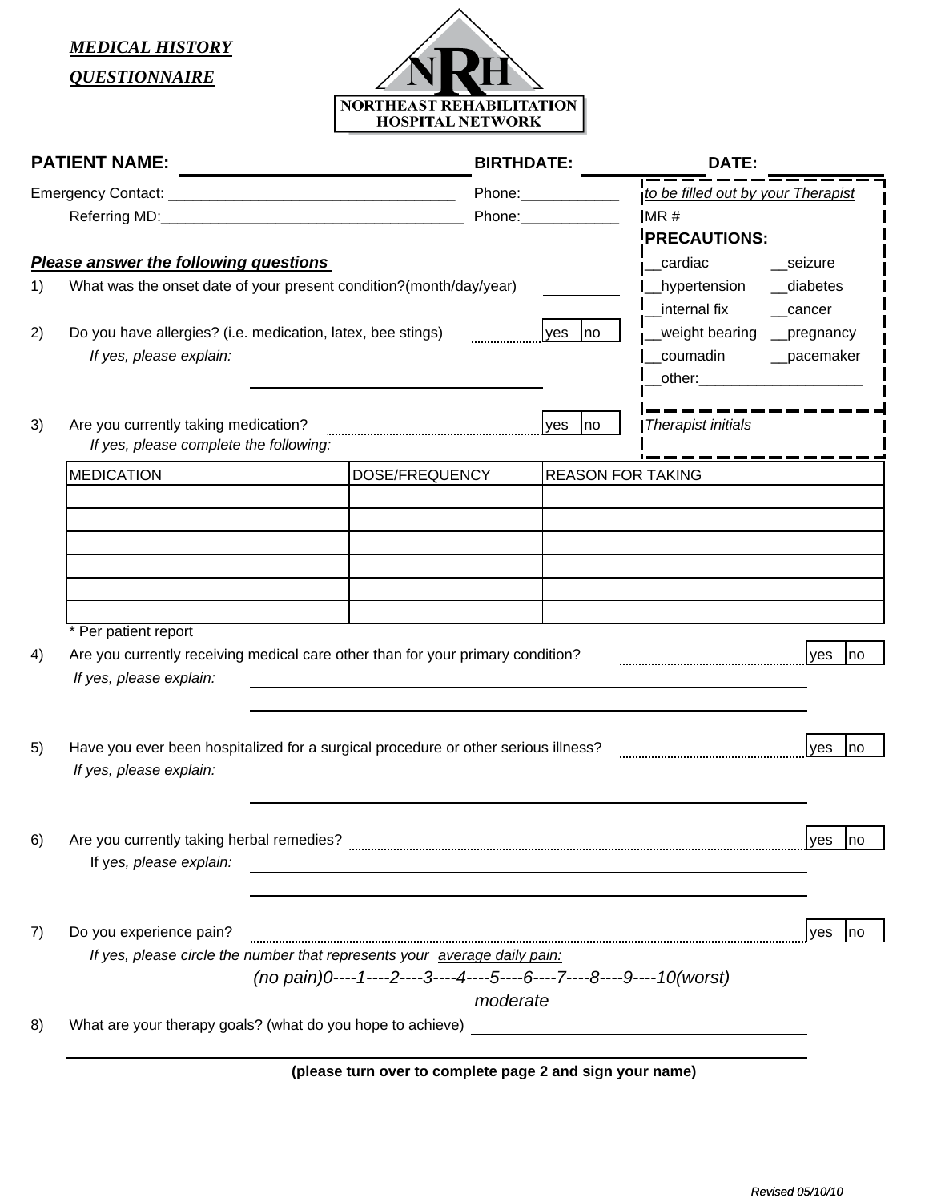***MEDICAL HISTORY QUESTIONNAIRE***

NRH
NORTHEAST REHABILITATION HOSPITAL NETWORK

**PATIENT NAME:** ____________________ **BIRTHDATE:** __________ **DATE:** __________

Emergency Contact: ___________________________________ Phone:____________

Referring MD:______________________________________ Phone:____________

*to be filled out by your Therapist*

MR #

**PRECAUTIONS:**

__cardiac __seizure
__hypertension __diabetes
__internal fix __cancer
__weight bearing __pregnancy
__coumadin __pacemaker
__other:_____________________

*Therapist initials*

***Please answer the following questions***

1) What was the onset date of your present condition?(month/day/year) __________

2) Do you have allergies? (i.e. medication, latex, bee stings) yes no

*If yes, please explain:* ____________________

3) Are you currently taking medication? yes no

*If yes, please complete the following:*

| MEDICATION | DOSE/FREQUENCY | REASON FOR TAKING |
|---|---|---|
| | | |
| | | |
| | | |
| | | |
| | | |
| | | |

\* Per patient report

4) Are you currently receiving medical care other than for your primary condition? yes no

*If yes, please explain:* ____________________

5) Have you ever been hospitalized for a surgical procedure or other serious illness? yes no

*If yes, please explain:* ____________________

6) Are you currently taking herbal remedies? yes no

If y*es, please explain:* ____________________

7) Do you experience pain? yes no

*If yes, please circle the number that represents your* *average daily pain:*

*(no pain)0----1----2----3----4----5----6----7----8----9----10(worst)*

*moderate*

8) What are your therapy goals? (what do you hope to achieve) ____________________

**(please turn over to complete page 2 and sign your name)**

*Revised 05/10/10*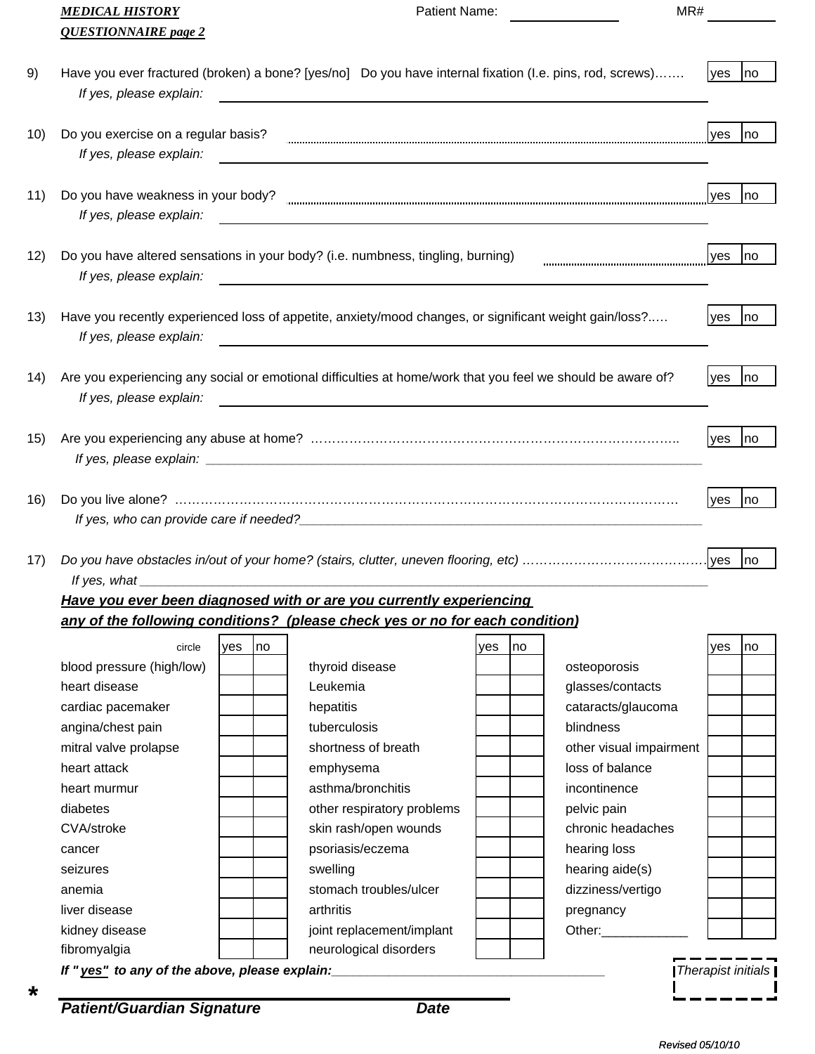***MEDICAL HISTORY QUESTIONNAIRE page 2***

Patient Name: ______________ MR# __________

9) Have you ever fractured (broken) a bone? [yes/no] Do you have internal fixation (I.e. pins, rod, screws)……. | yes | no |
   *If yes, please explain:* ______________________________

10) Do you exercise on a regular basis? | yes | no |
   *If yes, please explain:* ______________________________

11) Do you have weakness in your body? | yes | no |
   *If yes, please explain:* ______________________________

12) Do you have altered sensations in your body? (i.e. numbness, tingling, burning) | yes | no |
   *If yes, please explain:* ______________________________

13) Have you recently experienced loss of appetite, anxiety/mood changes, or significant weight gain/loss?..… | yes | no |
   *If yes, please explain:* ______________________________

14) Are you experiencing any social or emotional difficulties at home/work that you feel we should be aware of? | yes | no |
   *If yes, please explain:* ______________________________

15) Are you experiencing any abuse at home? ……………………………………………………………………………….. | yes | no |
   *If yes, please explain:* ______________________________

16) Do you live alone? ………………………………………………………………………………………………… | yes | no |
   *If yes, who can provide care if needed?*______________________________

17) *Do you have obstacles in/out of your home? (stairs, clutter, uneven flooring, etc) ……………………………………* | yes | no |
   *If yes, what* ______________________________

***Have you ever been diagnosed with or are you currently experiencing any of the following conditions? (please check yes or no for each condition)***

| circle | yes | no | | yes | no | | yes | no |
|---|---|---|---|---|---|---|---|---|
| blood pressure (high/low) | | | thyroid disease | | | osteoporosis | | |
| heart disease | | | Leukemia | | | glasses/contacts | | |
| cardiac pacemaker | | | hepatitis | | | cataracts/glaucoma | | |
| angina/chest pain | | | tuberculosis | | | blindness | | |
| mitral valve prolapse | | | shortness of breath | | | other visual impairment | | |
| heart attack | | | emphysema | | | loss of balance | | |
| heart murmur | | | asthma/bronchitis | | | incontinence | | |
| diabetes | | | other respiratory problems | | | pelvic pain | | |
| CVA/stroke | | | skin rash/open wounds | | | chronic headaches | | |
| cancer | | | psoriasis/eczema | | | hearing loss | | |
| seizures | | | swelling | | | hearing aide(s) | | |
| anemia | | | stomach troubles/ulcer | | | dizziness/vertigo | | |
| liver disease | | | arthritis | | | pregnancy | | |
| kidney disease | | | joint replacement/implant | | | Other:____________ | | |
| fibromyalgia | | | neurological disorders | | | | | |

***If "yes" to any of the above, please explain:***______________________________

*Therapist initials*

\* ______________________________

***Patient/Guardian Signature*** ***Date***

*Revised 05/10/10*